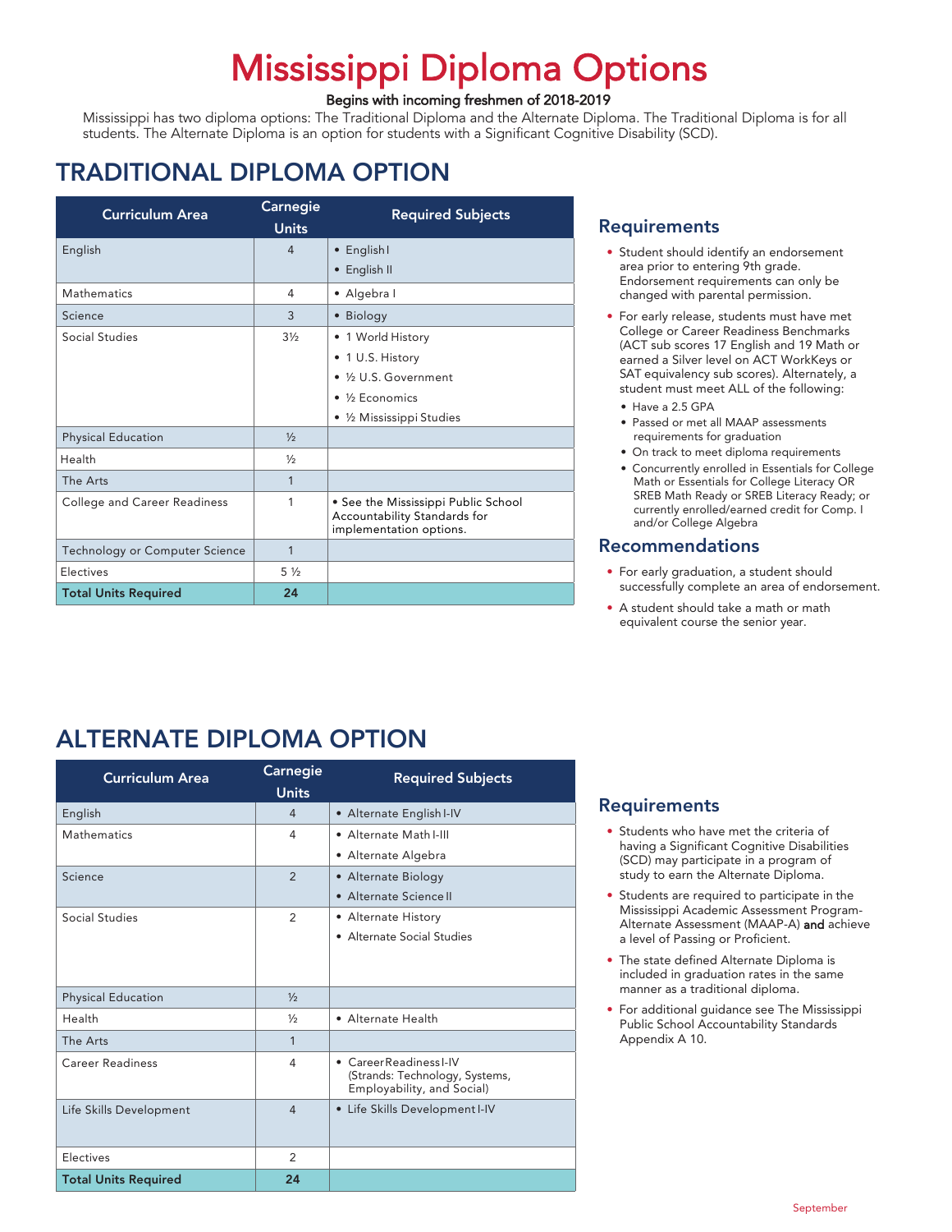# Mississippi Diploma Options

**Begins with incoming freshmen of 2018-2019**

Mississippi has two diploma options: The Traditional Diploma and the Alternate Diploma. The Traditional Diploma is for all students. The Alternate Diploma is an option for students with a Significant Cognitive Disability (SCD).

## TRADITIONAL DIPLOMA OPTION

| Curriculum Area | Carnegie Units | Required Subjects |
|---|---|---|
| English | 4 | • English I<br>• English II |
| Mathematics | 4 | • Algebra I |
| Science | 3 | • Biology |
| Social Studies | 3½ | • 1 World History<br>• 1 U.S. History<br>• ½ U.S. Government<br>• ½ Economics<br>• ½ Mississippi Studies |
| Physical Education | ½ | |
| Health | ½ | |
| The Arts | 1 | |
| College and Career Readiness | 1 | • See the Mississippi Public School Accountability Standards for implementation options. |
| Technology or Computer Science | 1 | |
| Electives | 5 ½ | |
| **Total Units Required** | **24** | |

### Requirements

- Student should identify an endorsement area prior to entering 9th grade. Endorsement requirements can only be changed with parental permission.
- For early release, students must have met College or Career Readiness Benchmarks (ACT sub scores 17 English and 19 Math or earned a Silver level on ACT WorkKeys or SAT equivalency sub scores). Alternately, a student must meet ALL of the following:
  - Have a 2.5 GPA
  - Passed or met all MAAP assessments requirements for graduation
  - On track to meet diploma requirements
  - Concurrently enrolled in Essentials for College Math or Essentials for College Literacy OR SREB Math Ready or SREB Literacy Ready; or currently enrolled/earned credit for Comp. I and/or College Algebra

### Recommendations

- For early graduation, a student should successfully complete an area of endorsement.
- A student should take a math or math equivalent course the senior year.

## ALTERNATE DIPLOMA OPTION

| Curriculum Area | Carnegie Units | Required Subjects |
|---|---|---|
| English | 4 | • Alternate English I-IV |
| Mathematics | 4 | • Alternate Math I-III<br>• Alternate Algebra |
| Science | 2 | • Alternate Biology<br>• Alternate Science II |
| Social Studies | 2 | • Alternate History<br>• Alternate Social Studies |
| Physical Education | ½ | |
| Health | ½ | • Alternate Health |
| The Arts | 1 | |
| Career Readiness | 4 | • Career Readiness I-IV (Strands: Technology, Systems, Employability, and Social) |
| Life Skills Development | 4 | • Life Skills Development I-IV |
| Electives | 2 | |
| **Total Units Required** | **24** | |

### Requirements

- Students who have met the criteria of having a Significant Cognitive Disabilities (SCD) may participate in a program of study to earn the Alternate Diploma.
- Students are required to participate in the Mississippi Academic Assessment Program-Alternate Assessment (MAAP-A) **and** achieve a level of Passing or Proficient.
- The state defined Alternate Diploma is included in graduation rates in the same manner as a traditional diploma.
- For additional guidance see The Mississippi Public School Accountability Standards Appendix A 10.

September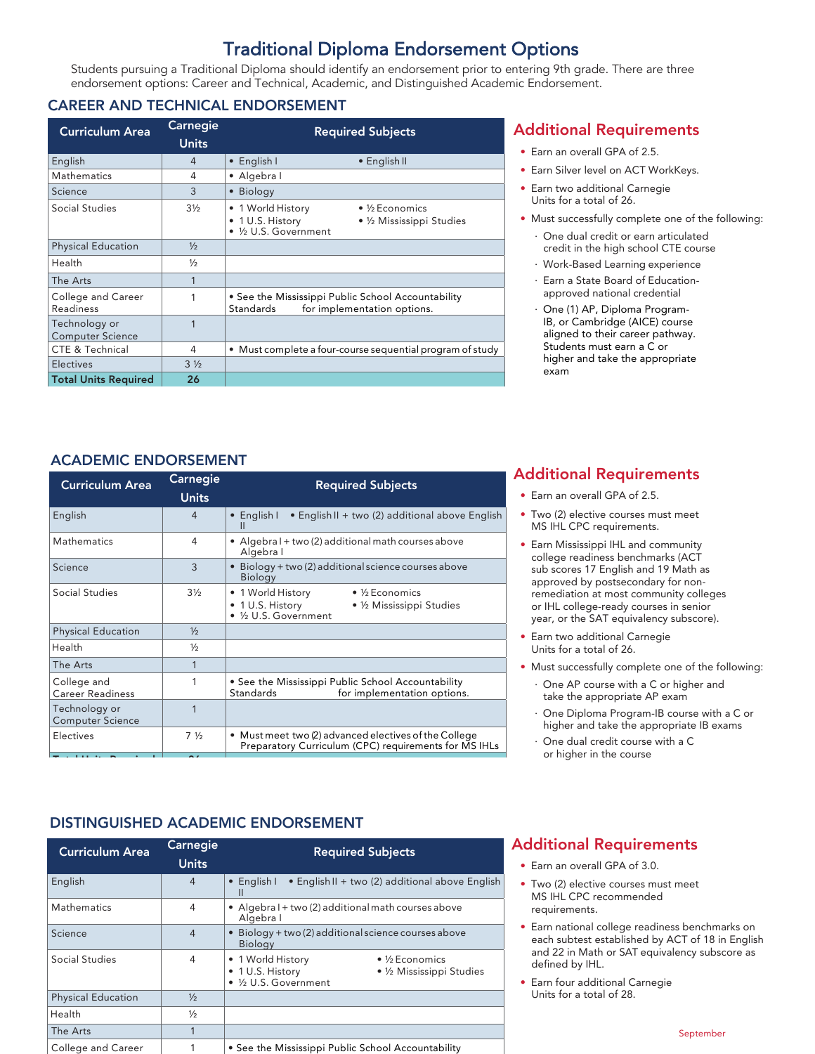# Traditional Diploma Endorsement Options

Students pursuing a Traditional Diploma should identify an endorsement prior to entering 9th grade. There are three endorsement options: Career and Technical, Academic, and Distinguished Academic Endorsement.

## CAREER AND TECHNICAL ENDORSEMENT

| Curriculum Area | Carnegie Units | Required Subjects |
|---|---|---|
| English | 4 | • English I • English II |
| Mathematics | 4 | • Algebra I |
| Science | 3 | • Biology |
| Social Studies | 3½ | • 1 World History • 1 U.S. History • ½ U.S. Government • ½ Economics • ½ Mississippi Studies |
| Physical Education | ½ | |
| Health | ½ | |
| The Arts | 1 | |
| College and Career Readiness | 1 | • See the Mississippi Public School Accountability Standards for implementation options. |
| Technology or Computer Science | 1 | |
| CTE & Technical | 4 | • Must complete a four-course sequential program of study |
| Electives | 3 ½ | |
| **Total Units Required** | **26** | |

### Additional Requirements

- Earn an overall GPA of 2.5.
- Earn Silver level on ACT WorkKeys.
- Earn two additional Carnegie Units for a total of 26.
- Must successfully complete one of the following:
  - One dual credit or earn articulated credit in the high school CTE course
  - Work-Based Learning experience
  - Earn a State Board of Education-approved national credential
  - One (1) AP, Diploma Program-IB, or Cambridge (AICE) course aligned to their career pathway. Students must earn a C or higher and take the appropriate exam

## ACADEMIC ENDORSEMENT

| Curriculum Area | Carnegie Units | Required Subjects |
|---|---|---|
| English | 4 | • English I • English II + two (2) additional above English II |
| Mathematics | 4 | • Algebra I + two (2) additional math courses above Algebra I |
| Science | 3 | • Biology + two (2) additional science courses above Biology |
| Social Studies | 3½ | • 1 World History • 1 U.S. History • ½ U.S. Government • ½ Economics • ½ Mississippi Studies |
| Physical Education | ½ | |
| Health | ½ | |
| The Arts | 1 | |
| College and Career Readiness | 1 | • See the Mississippi Public School Accountability Standards for implementation options. |
| Technology or Computer Science | 1 | |
| Electives | 7 ½ | • Must meet two (2) advanced electives of the College Preparatory Curriculum (CPC) requirements for MS IHLs |

### Additional Requirements

- Earn an overall GPA of 2.5.
- Two (2) elective courses must meet MS IHL CPC requirements.
- Earn Mississippi IHL and community college readiness benchmarks (ACT sub scores 17 English and 19 Math as approved by postsecondary for non-remediation at most community colleges or IHL college-ready courses in senior year, or the SAT equivalency subscore).
- Earn two additional Carnegie Units for a total of 26.
- Must successfully complete one of the following:
  - One AP course with a C or higher and take the appropriate AP exam
  - One Diploma Program-IB course with a C or higher and take the appropriate IB exams
  - One dual credit course with a C or higher in the course

## DISTINGUISHED ACADEMIC ENDORSEMENT

| Curriculum Area | Carnegie Units | Required Subjects |
|---|---|---|
| English | 4 | • English I • English II + two (2) additional above English II |
| Mathematics | 4 | • Algebra I + two (2) additional math courses above Algebra I |
| Science | 4 | • Biology + two (2) additional science courses above Biology |
| Social Studies | 4 | • 1 World History • 1 U.S. History • ½ U.S. Government • ½ Economics • ½ Mississippi Studies |
| Physical Education | ½ | |
| Health | ½ | |
| The Arts | 1 | |
| College and Career | 1 | • See the Mississippi Public School Accountability |

### Additional Requirements

- Earn an overall GPA of 3.0.
- Two (2) elective courses must meet MS IHL CPC recommended requirements.
- Earn national college readiness benchmarks on each subtest established by ACT of 18 in English and 22 in Math or SAT equivalency subscore as defined by IHL.
- Earn four additional Carnegie Units for a total of 28.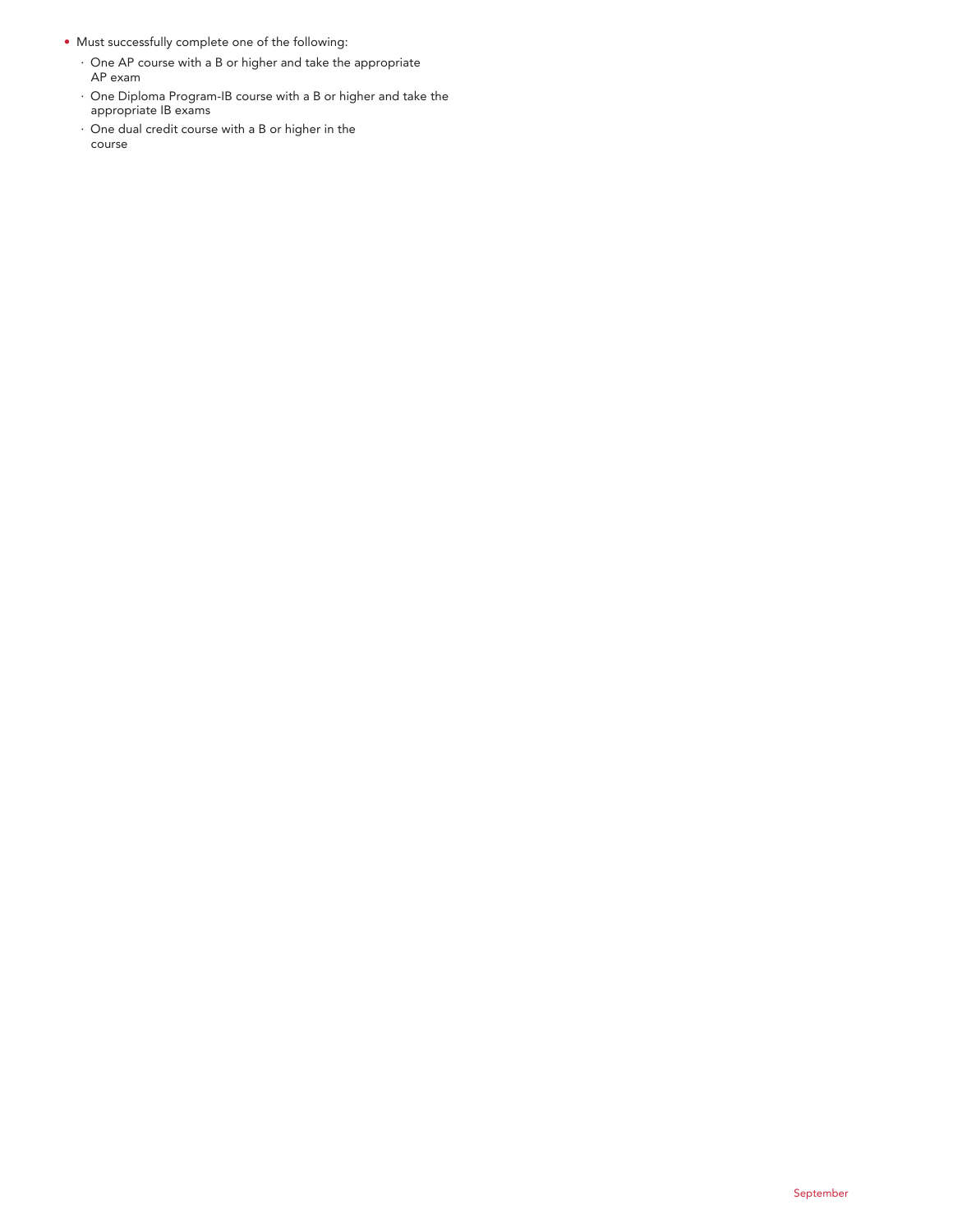- Must successfully complete one of the following:
  - One AP course with a B or higher and take the appropriate AP exam
  - One Diploma Program-IB course with a B or higher and take the appropriate IB exams
  - One dual credit course with a B or higher in the course